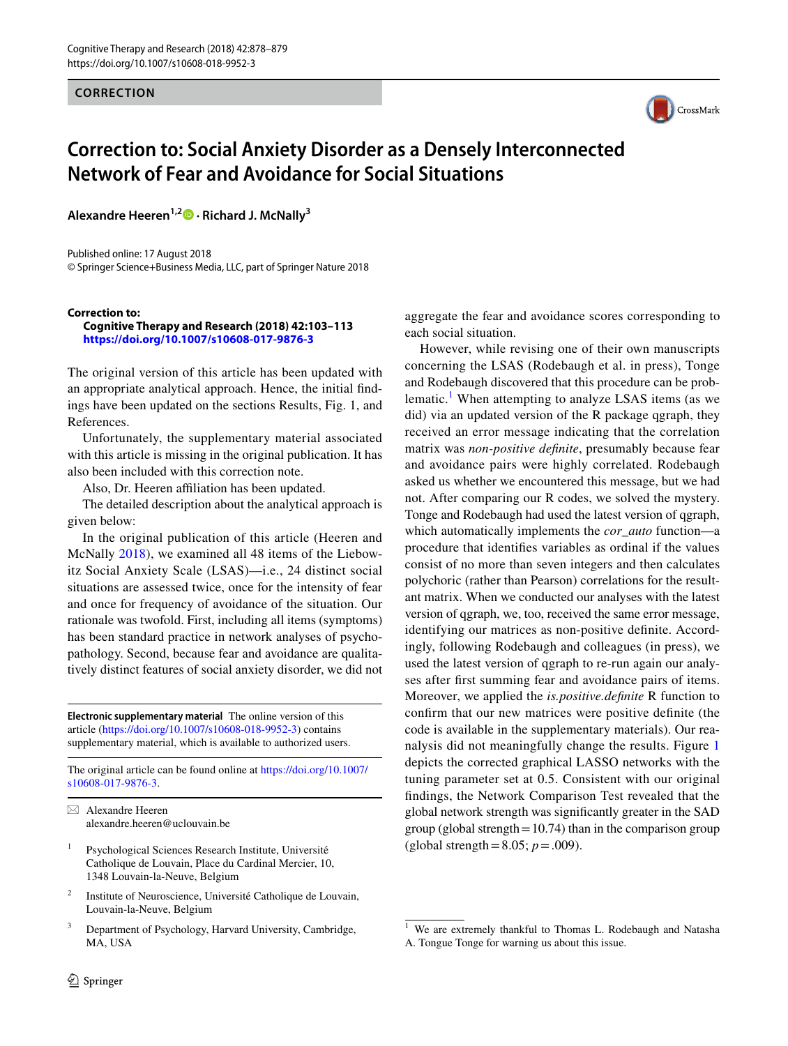CORRECTION

# Correction to: Social Anxiety Disorder as a Densely Interconnected Network of Fear and Avoidance for Social Situations

**Alexandre Heeren**[1,2] · **Richard J. McNally**[3]

Published online: 17 August 2018
© Springer Science+Business Media, LLC, part of Springer Nature 2018

**Correction to:**
**Cognitive Therapy and Research (2018) 42:103–113**
**https://doi.org/10.1007/s10608-017-9876-3**

The original version of this article has been updated with an appropriate analytical approach. Hence, the initial findings have been updated on the sections Results, Fig. 1, and References.

Unfortunately, the supplementary material associated with this article is missing in the original publication. It has also been included with this correction note.

Also, Dr. Heeren affiliation has been updated.

The detailed description about the analytical approach is given below:

In the original publication of this article (Heeren and McNally 2018), we examined all 48 items of the Liebowitz Social Anxiety Scale (LSAS)—i.e., 24 distinct social situations are assessed twice, once for the intensity of fear and once for frequency of avoidance of the situation. Our rationale was twofold. First, including all items (symptoms) has been standard practice in network analyses of psychopathology. Second, because fear and avoidance are qualitatively distinct features of social anxiety disorder, we did not aggregate the fear and avoidance scores corresponding to each social situation.

However, while revising one of their own manuscripts concerning the LSAS (Rodebaugh et al. in press), Tonge and Rodebaugh discovered that this procedure can be problematic.[1] When attempting to analyze LSAS items (as we did) via an updated version of the R package qgraph, they received an error message indicating that the correlation matrix was *non-positive definite*, presumably because fear and avoidance pairs were highly correlated. Rodebaugh asked us whether we encountered this message, but we had not. After comparing our R codes, we solved the mystery. Tonge and Rodebaugh had used the latest version of qgraph, which automatically implements the *cor_auto* function—a procedure that identifies variables as ordinal if the values consist of no more than seven integers and then calculates polychoric (rather than Pearson) correlations for the resultant matrix. When we conducted our analyses with the latest version of qgraph, we, too, received the same error message, identifying our matrices as non-positive definite. Accordingly, following Rodebaugh and colleagues (in press), we used the latest version of qgraph to re-run again our analyses after first summing fear and avoidance pairs of items. Moreover, we applied the *is.positive.definite* R function to confirm that our new matrices were positive definite (the code is available in the supplementary materials). Our reanalysis did not meaningfully change the results. Figure 1 depicts the corrected graphical LASSO networks with the tuning parameter set at 0.5. Consistent with our original findings, the Network Comparison Test revealed that the global network strength was significantly greater in the SAD group (global strength = 10.74) than in the comparison group (global strength = 8.05; $p = .009$).

---

**Electronic supplementary material** The online version of this article (https://doi.org/10.1007/s10608-018-9952-3) contains supplementary material, which is available to authorized users.

The original article can be found online at https://doi.org/10.1007/s10608-017-9876-3.

✉ Alexandre Heeren
alexandre.heeren@uclouvain.be

[1] Psychological Sciences Research Institute, Université Catholique de Louvain, Place du Cardinal Mercier, 10, 1348 Louvain-la-Neuve, Belgium

[2] Institute of Neuroscience, Université Catholique de Louvain, Louvain-la-Neuve, Belgium

[3] Department of Psychology, Harvard University, Cambridge, MA, USA

[1] We are extremely thankful to Thomas L. Rodebaugh and Natasha A. Tongue Tonge for warning us about this issue.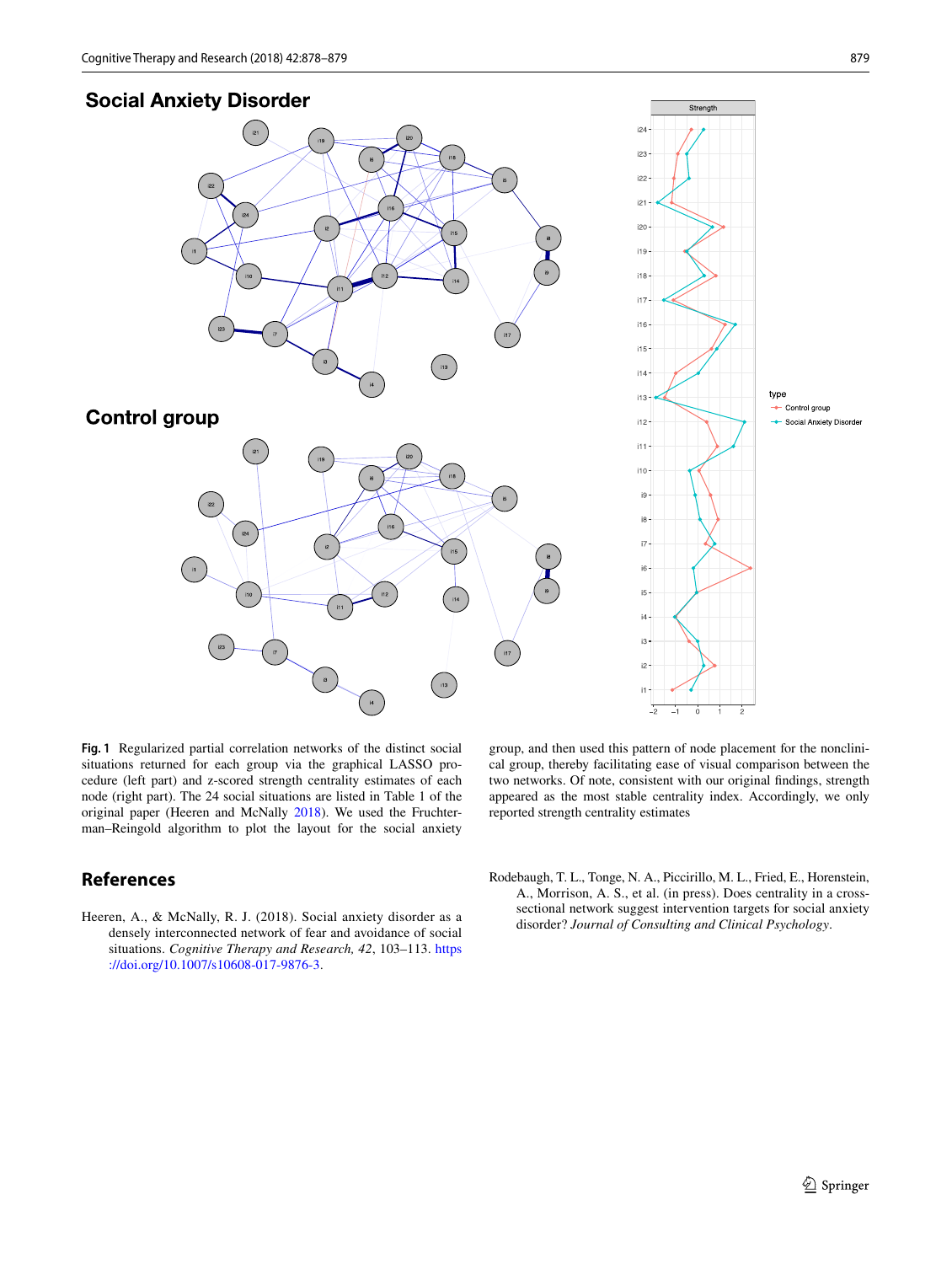## Social Anxiety Disorder

## Control group

Strength

i24
i23
i22
i21
i20
i19
i18
i17
i16
i15
i14
i13
i12
i11
i10
i9
i8
i7
i6
i5
i4
i3
i2
i1

−2 −1 0 1 2

type
Control group
Social Anxiety Disorder

**Fig. 1** Regularized partial correlation networks of the distinct social situations returned for each group via the graphical LASSO procedure (left part) and z-scored strength centrality estimates of each node (right part). The 24 social situations are listed in Table 1 of the original paper (Heeren and McNally 2018). We used the Fruchterman–Reingold algorithm to plot the layout for the social anxiety group, and then used this pattern of node placement for the nonclinical group, thereby facilitating ease of visual comparison between the two networks. Of note, consistent with our original findings, strength appeared as the most stable centrality index. Accordingly, we only reported strength centrality estimates

## References

Heeren, A., & McNally, R. J. (2018). Social anxiety disorder as a densely interconnected network of fear and avoidance of social situations. *Cognitive Therapy and Research, 42*, 103–113. https://doi.org/10.1007/s10608-017-9876-3.

Rodebaugh, T. L., Tonge, N. A., Piccirillo, M. L., Fried, E., Horenstein, A., Morrison, A. S., et al. (in press). Does centrality in a cross-sectional network suggest intervention targets for social anxiety disorder? *Journal of Consulting and Clinical Psychology*.